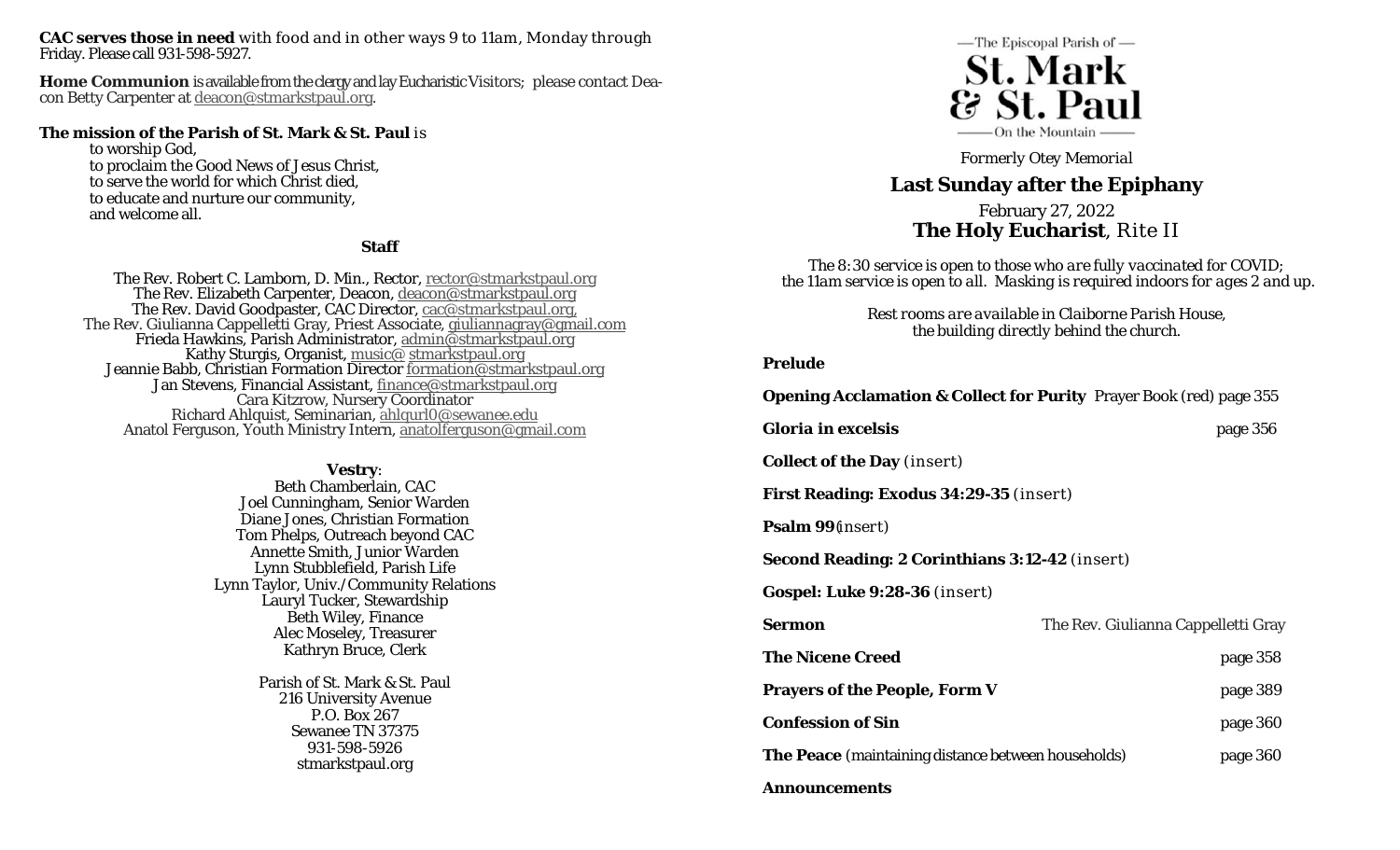**CAC serves those in need** with food and in other ways 9 to 11am, Monday through Friday. Please call 931-598-5927.

**Home Communion** is available from the clergy and lay Eucharistic Visitors; please contact Deacon Betty Carpenter at deacon@stmarkstpaul.org.

**The mission of the Parish of St. Mark & St. Paul** is
- to worship God,
- to proclaim the Good News of Jesus Christ,
- to serve the world for which Christ died,
- to educate and nurture our community,
- and welcome all.

### Staff

The Rev. Robert C. Lamborn, D. Min., Rector, rector@stmarkstpaul.org
The Rev. Elizabeth Carpenter, Deacon, deacon@stmarkstpaul.org
The Rev. David Goodpaster, CAC Director, cac@stmarkstpaul.org,
The Rev. Giulianna Cappelletti Gray, Priest Associate, giuliannagray@gmail.com
Frieda Hawkins, Parish Administrator, admin@stmarkstpaul.org
Kathy Sturgis, Organist, music@ stmarkstpaul.org
Jeannie Babb, Christian Formation Director formation@stmarkstpaul.org
Jan Stevens, Financial Assistant, finance@stmarkstpaul.org
Cara Kitzrow, Nursery Coordinator
Richard Ahlquist, Seminarian, ahlqurl0@sewanee.edu
Anatol Ferguson, Youth Ministry Intern, anatolferguson@gmail.com

### Vestry:

Beth Chamberlain, CAC
Joel Cunningham, Senior Warden
Diane Jones, Christian Formation
Tom Phelps, Outreach beyond CAC
Annette Smith, Junior Warden
Lynn Stubblefield, Parish Life
Lynn Taylor, Univ./Community Relations
Lauryl Tucker, Stewardship
Beth Wiley, Finance
Alec Moseley, Treasurer
Kathryn Bruce, Clerk

Parish of St. Mark & St. Paul
216 University Avenue
P.O. Box 267
Sewanee TN 37375
931-598-5926
stmarkstpaul.org

—The Episcopal Parish of —
# St. Mark & St. Paul
—On the Mountain —

Formerly Otey Memorial

## Last Sunday after the Epiphany

February 27, 2022
## The Holy Eucharist, Rite II

*The 8:30 service is open to those who are fully vaccinated for COVID; the 11am service is open to all. Masking is required indoors for ages 2 and up.*

*Rest rooms are available in Claiborne Parish House, the building directly behind the church.*

**Prelude**

**Opening Acclamation & Collect for Purity** Prayer Book (red) page 355

**Gloria in excelsis** page 356

**Collect of the Day** (insert)

**First Reading: Exodus 34:29-35** (insert)

**Psalm 99** (insert)

**Second Reading: 2 Corinthians 3:12-42** (insert)

**Gospel: Luke 9:28-36** (insert)

**Sermon** The Rev. Giulianna Cappelletti Gray

**The Nicene Creed** page 358

**Prayers of the People, Form V** page 389

**Confession of Sin** page 360

**The Peace** (maintaining distance between households) page 360

**Announcements**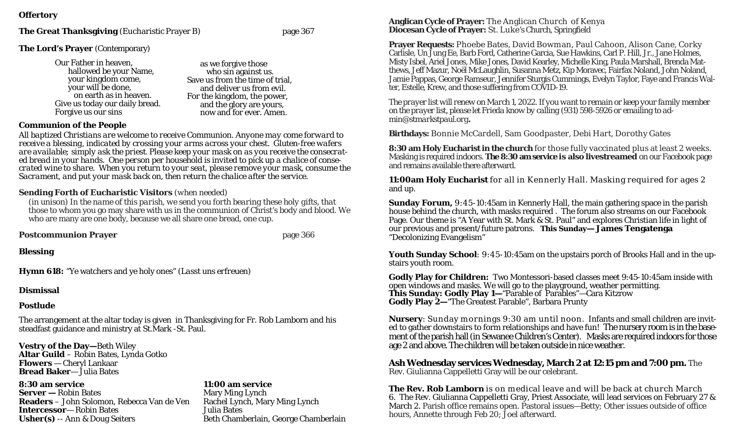**Offertory**

**The Great Thanksgiving** (Eucharistic Prayer B) page 367

**The Lord's Prayer** (Contemporary)

Our Father in heaven,
hallowed be your Name,
your kingdom come,
your will be done,
on earth as in heaven.
Give us today our daily bread.
Forgive us our sins
as we forgive those
who sin against us.
Save us from the time of trial,
and deliver us from evil.
For the kingdom, the power,
and the glory are yours,
now and for ever. Amen.

**Communion of the People**

*All baptized Christians are welcome to receive Communion. Anyone may come forward to receive a blessing, indicated by crossing your arms across your chest. Gluten-free wafers are available; simply ask the priest. Please keep your mask on as you receive the consecrated bread in your hands. One person per household is invited to pick up a chalice of consecrated wine to share. When you return to your seat, please remove your mask, consume the Sacrament, and put your mask back on, then return the chalice after the service.*

**Sending Forth of Eucharistic Visitors** (when needed)

(in unison) *In the name of this parish, we send you forth bearing these holy gifts, that those to whom you go may share with us in the communion of Christ's body and blood. We who are many are one body, because we all share one bread, one cup.*

**Postcommunion Prayer** page 366

**Blessing**

**Hymn 618:** "Ye watchers and ye holy ones" (*Lasst uns erfreuen*)

**Dismissal**

**Postlude**

The arrangement at the altar today is given in Thanksgiving for Fr. Rob Lamborn and his steadfast guidance and ministry at St.Mark -St. Paul.

**Vestry of the Day—**Beth Wiley
**Altar Guild** – Robin Bates, Lynda Gotko
**Flowers** —Cheryl Lankaar
**Bread Baker**— Julia Bates

| | **8:30 am service** | **11:00 am service** |
|---|---|---|
| **Server —** | Robin Bates | Mary Ming Lynch |
| **Readers** – | John Solomon, Rebecca Van de Ven | Rachel Lynch, Mary Ming Lynch |
| **Intercessor**— | Robin Bates | Julia Bates |
| **Usher(s)** -- | Ann & Doug Seiters | Beth Chamberlain, George Chamberlain |

**Anglican Cycle of Prayer:** The Anglican Church of Kenya
**Diocesan Cycle of Prayer:** St. Luke's Church, Springfield

**Prayer Requests:** Phoebe Bates, David Bowman, Paul Cahoon, Alison Cane, Corky Carlisle, Un Jung Ee, Barb Ford, Catherine Garcia, Sue Hawkins, Carl P. Hill, Jr., Jane Holmes, Misty Isbel, Ariel Jones, Mike Jones, David Kearley, Michelle King, Paula Marshall, Brenda Matthews, Jeff Mazur, Noël McLaughlin, Susanna Metz, Kip Moravec, Fairfax Noland, John Noland, Jamie Pappas, George Ramseur, Jennifer Sturgis Cummings, Evelyn Taylor, Faye and Francis Walter, Estelle, Krew, and those suffering from COVID-19.

The prayer list will renew on March 1, 2022. If you want to remain or keep your family member on the prayer list, please let Frieda know by calling (931) 598-5926 or emailing to admin@stmarkstpaul.org**.**

**Birthdays:** Bonnie McCardell, Sam Goodpaster, Debi Hart, Dorothy Gates

**8:30 am Holy Eucharist in the church** for those fully vaccinated plus at least 2 weeks. Masking is required indoors. **The 8:30 am service is also livestreamed** on our Facebook page and remains available there afterward.

**11:00am Holy Eucharist** for all in Kennerly Hall. Masking required for ages 2 and up.

**Sunday Forum,** 9:45-10:45am in Kennerly Hall, the main gathering space in the parish house behind the church, with masks required . The forum also streams on our Facebook Page. Our theme is "A Year with St. Mark & St. Paul" and explores Christian life in light of our previous and present/future patrons. **This Sunday— James Tengatenga** "Decolonizing Evangelism"

**Youth Sunday School**: 9:45-10:45am on the upstairs porch of Brooks Hall and in the upstairs youth room.

**Godly Play for Children:** Two Montessori-based classes meet 9:45-10:45am inside with open windows and masks. We will go to the playground, weather permitting.
**This Sunday: Godly Play 1—**"Parable of Parables"—Cara Kitzrow
**Godly Play 2—**"The Greatest Parable", Barbara Prunty

**Nursery**: Sunday mornings 9:30 am until noon. Infants and small children are invited to gather downstairs to form relationships and have fun! The nursery room is in the basement of the parish hall (in Sewanee Children's Center). Masks are required indoors for those age 2 and above. The children will be taken outside in nice weather.

**Ash Wednesday services Wednesday, March 2 at 12:15 pm and 7:00 pm.** The Rev. Giulianna Cappelletti Gray will be our celebrant.

**The Rev. Rob Lamborn** is on medical leave and will be back at church March 6. The Rev. Giulianna Cappelletti Gray, Priest Associate, will lead services on February 27 & March 2. Parish office remains open. Pastoral issues—Betty; Other issues outside of office hours, Annette through Feb 20; Joel afterward.